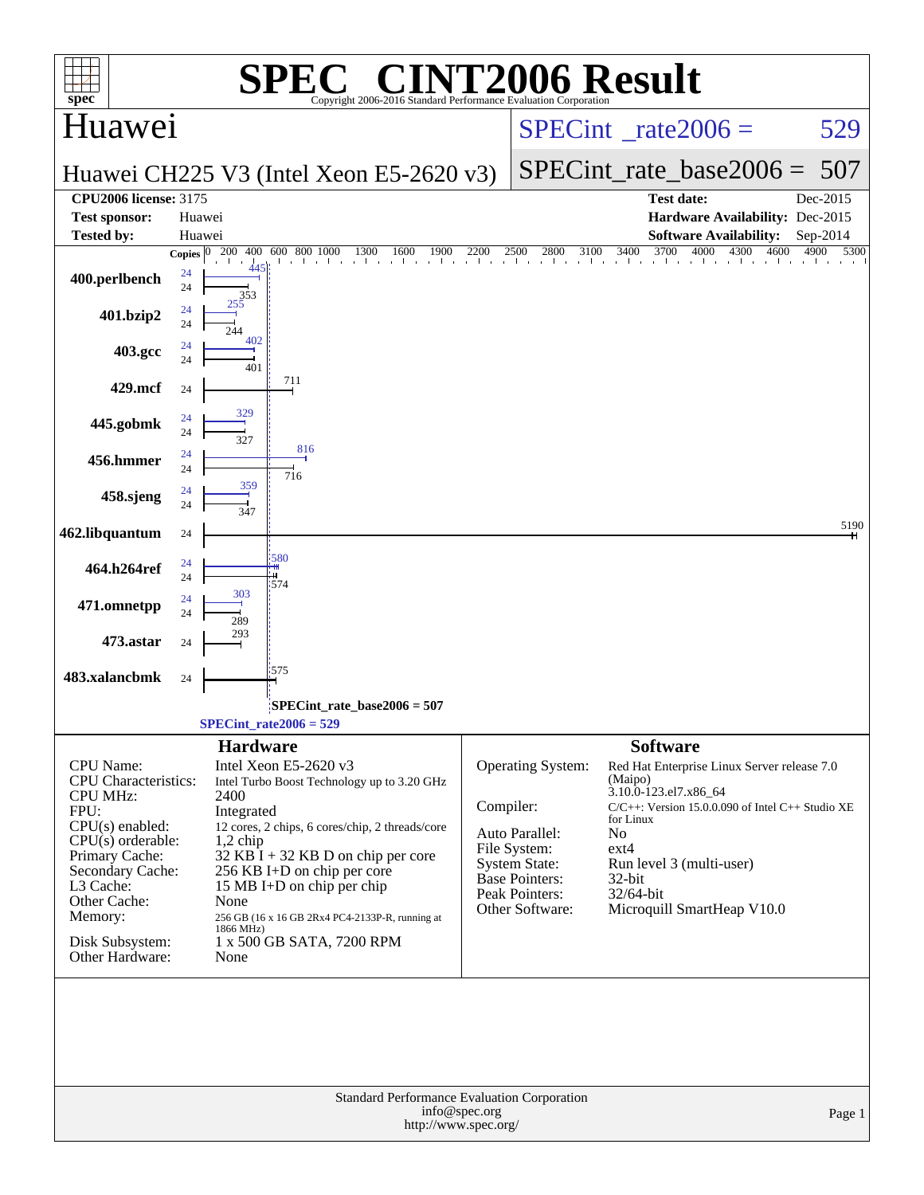# SPEC CINT2006 Result

Copyright 2006-2016 Standard Performance Evaluation Corporation

## Huawei

**Huawei CH225 V3 (Intel Xeon E5-2620 v3)**

SPECint_rate2006 = 529

SPECint_rate_base2006 = 507

| | | | |
|---|---|---|---|
| **CPU2006 license:** 3175 | | **Test date:** | Dec-2015 |
| **Test sponsor:** | Huawei | **Hardware Availability:** | Dec-2015 |
| **Tested by:** | Huawei | **Software Availability:** | Sep-2014 |

| Benchmark | Copies (peak) | Copies (base) | Peak | Base |
|---|---|---|---|---|
| 400.perlbench | 24 | 24 | 445 | 353 |
| 401.bzip2 | 24 | 24 | 255 | 244 |
| 403.gcc | 24 | 24 | 402 | 401 |
| 429.mcf | | 24 | | 711 |
| 445.gobmk | 24 | 24 | 329 | 327 |
| 456.hmmer | 24 | 24 | 816 | 716 |
| 458.sjeng | 24 | 24 | 359 | 347 |
| 462.libquantum | | 24 | | 5190 |
| 464.h264ref | 24 | 24 | 580 | 574 |
| 471.omnetpp | 24 | 24 | 303 | 289 |
| 473.astar | | 24 | | 293 |
| 483.xalancbmk | | 24 | | 575 |

SPECint_rate_base2006 = 507

SPECint_rate2006 = 529

### Hardware

| | |
|---|---|
| CPU Name: | Intel Xeon E5-2620 v3 |
| CPU Characteristics: | Intel Turbo Boost Technology up to 3.20 GHz |
| CPU MHz: | 2400 |
| FPU: | Integrated |
| CPU(s) enabled: | 12 cores, 2 chips, 6 cores/chip, 2 threads/core |
| CPU(s) orderable: | 1,2 chip |
| Primary Cache: | 32 KB I + 32 KB D on chip per core |
| Secondary Cache: | 256 KB I+D on chip per core |
| L3 Cache: | 15 MB I+D on chip per chip |
| Other Cache: | None |
| Memory: | 256 GB (16 x 16 GB 2Rx4 PC4-2133P-R, running at 1866 MHz) |
| Disk Subsystem: | 1 x 500 GB SATA, 7200 RPM |
| Other Hardware: | None |

### Software

| | |
|---|---|
| Operating System: | Red Hat Enterprise Linux Server release 7.0 (Maipo) 3.10.0-123.el7.x86_64 |
| Compiler: | C/C++: Version 15.0.0.090 of Intel C++ Studio XE for Linux |
| Auto Parallel: | No |
| File System: | ext4 |
| System State: | Run level 3 (multi-user) |
| Base Pointers: | 32-bit |
| Peak Pointers: | 32/64-bit |
| Other Software: | Microquill SmartHeap V10.0 |

Standard Performance Evaluation Corporation
info@spec.org
http://www.spec.org/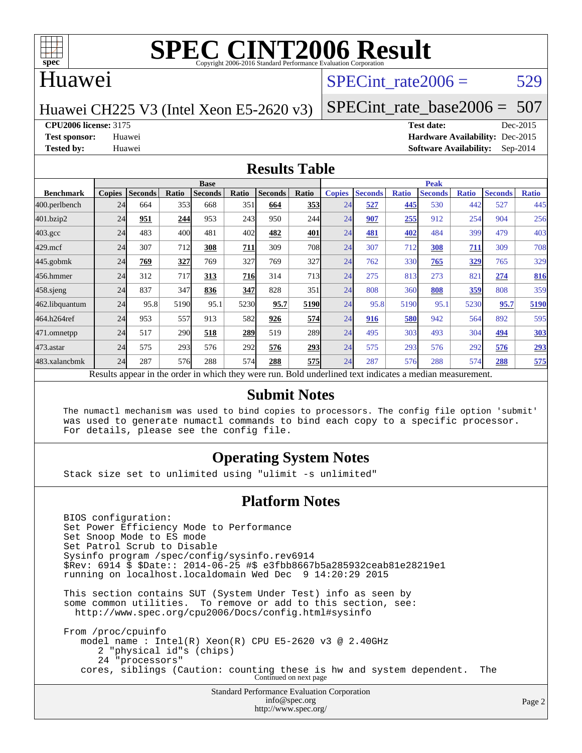# SPEC CINT2006 Result

Copyright 2006-2016 Standard Performance Evaluation Corporation

## Huawei

**Huawei CH225 V3 (Intel Xeon E5-2620 v3)**

SPECint_rate2006 = 529

SPECint_rate_base2006 = 507

**CPU2006 license:** 3175
**Test sponsor:** Huawei
**Tested by:** Huawei

**Test date:** Dec-2015
**Hardware Availability:** Dec-2015
**Software Availability:** Sep-2014

## Results Table

| Benchmark | Base | | | | | | | Peak | | | | | | |
|---|---|---|---|---|---|---|---|---|---|---|---|---|---|---|
| | Copies | Seconds | Ratio | Seconds | Ratio | Seconds | Ratio | Copies | Seconds | Ratio | Seconds | Ratio | Seconds | Ratio |
| 400.perlbench | 24 | 664 | 353 | 668 | 351 | **664** | **353** | 24 | **527** | **445** | 530 | 442 | 527 | 445 |
| 401.bzip2 | 24 | **951** | **244** | 953 | 243 | 950 | 244 | 24 | **907** | **255** | 912 | 254 | 904 | 256 |
| 403.gcc | 24 | 483 | 400 | 481 | 402 | **482** | **401** | 24 | **481** | **402** | 484 | 399 | 479 | 403 |
| 429.mcf | 24 | 307 | 712 | **308** | **711** | 309 | 708 | 24 | 307 | 712 | **308** | **711** | 309 | 708 |
| 445.gobmk | 24 | **769** | **327** | 769 | 327 | 769 | 327 | 24 | 762 | 330 | **765** | **329** | 765 | 329 |
| 456.hmmer | 24 | 312 | 717 | **313** | **716** | 314 | 713 | 24 | 275 | 813 | 273 | 821 | **274** | **816** |
| 458.sjeng | 24 | 837 | 347 | **836** | **347** | 828 | 351 | 24 | 808 | 360 | **808** | **359** | 808 | 359 |
| 462.libquantum | 24 | 95.8 | 5190 | 95.1 | 5230 | **95.7** | **5190** | 24 | 95.8 | 5190 | 95.1 | 5230 | **95.7** | **5190** |
| 464.h264ref | 24 | 953 | 557 | 913 | 582 | **926** | **574** | 24 | **916** | **580** | 942 | 564 | 892 | 595 |
| 471.omnetpp | 24 | 517 | 290 | **518** | **289** | 519 | 289 | 24 | 495 | 303 | 493 | 304 | **494** | **303** |
| 473.astar | 24 | 575 | 293 | 576 | 292 | **576** | **293** | 24 | 575 | 293 | 576 | 292 | **576** | **293** |
| 483.xalancbmk | 24 | 287 | 576 | 288 | 574 | **288** | **575** | 24 | 287 | 576 | 288 | 574 | **288** | **575** |

Results appear in the order in which they were run. Bold underlined text indicates a median measurement.

## Submit Notes

```
The numactl mechanism was used to bind copies to processors. The config file option 'submit'
was used to generate numactl commands to bind each copy to a specific processor.
For details, please see the config file.
```

## Operating System Notes

```
Stack size set to unlimited using "ulimit -s unlimited"
```

## Platform Notes

```
BIOS configuration:
Set Power Efficiency Mode to Performance
Set Snoop Mode to ES mode
Set Patrol Scrub to Disable
Sysinfo program /spec/config/sysinfo.rev6914
$Rev: 6914 $ $Date:: 2014-06-25 #$ e3fbb8667b5a285932ceab81e28219e1
running on localhost.localdomain Wed Dec  9 14:20:29 2015

This section contains SUT (System Under Test) info as seen by
some common utilities.  To remove or add to this section, see:
  http://www.spec.org/cpu2006/Docs/config.html#sysinfo

From /proc/cpuinfo
   model name : Intel(R) Xeon(R) CPU E5-2620 v3 @ 2.40GHz
      2 "physical id"s (chips)
      24 "processors"
   cores, siblings (Caution: counting these is hw and system dependent.  The
```

Continued on next page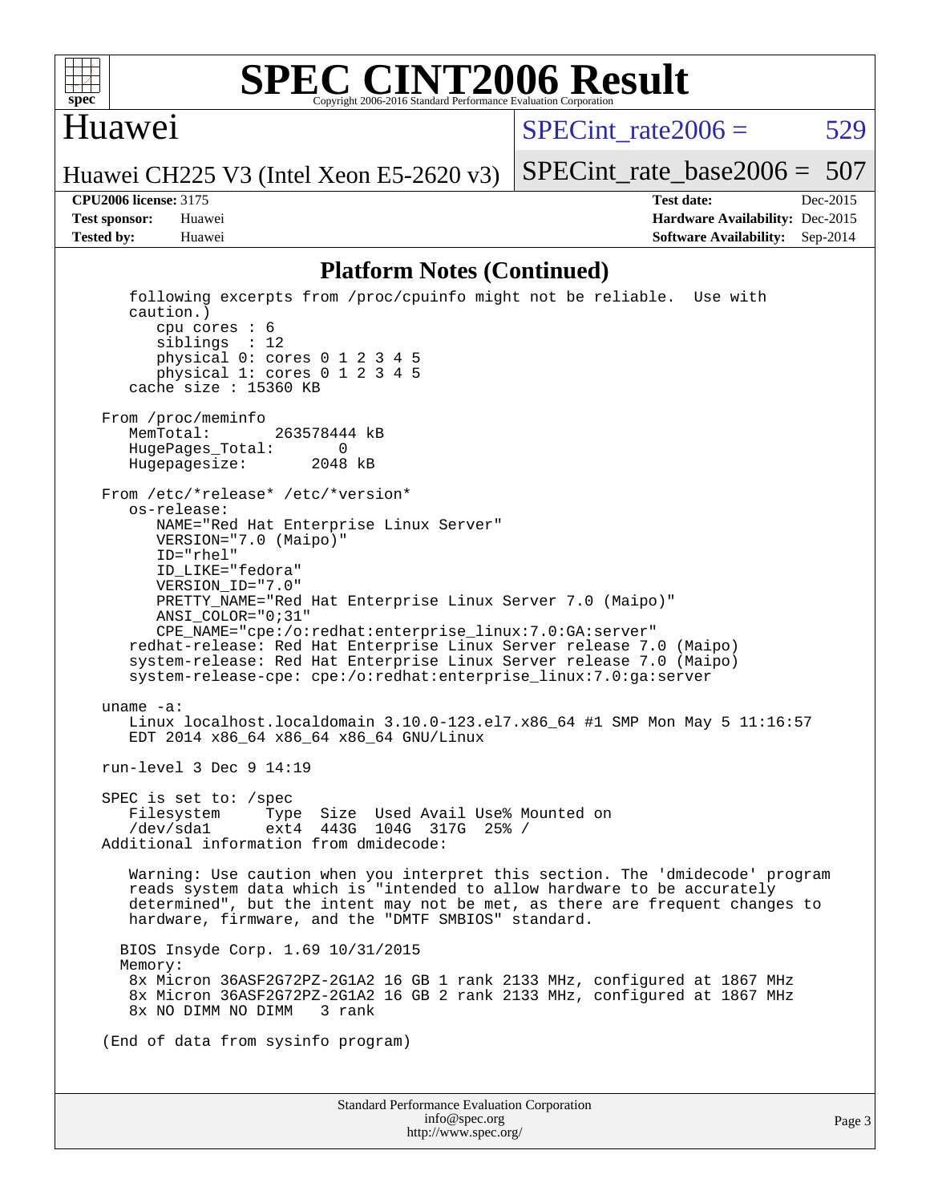# SPEC CINT2006 Result

## Huawei

Huawei CH225 V3 (Intel Xeon E5-2620 v3)

SPECint_rate2006 = 529

SPECint_rate_base2006 = 507

**CPU2006 license:** 3175
**Test sponsor:** Huawei
**Tested by:** Huawei

**Test date:** Dec-2015
**Hardware Availability:** Dec-2015
**Software Availability:** Sep-2014

### Platform Notes (Continued)

```
    following excerpts from /proc/cpuinfo might not be reliable.  Use with
    caution.)
       cpu cores : 6
       siblings  : 12
       physical 0: cores 0 1 2 3 4 5
       physical 1: cores 0 1 2 3 4 5
    cache size : 15360 KB

 From /proc/meminfo
    MemTotal:       263578444 kB
    HugePages_Total:        0
    Hugepagesize:        2048 kB

 From /etc/*release* /etc/*version*
    os-release:
       NAME="Red Hat Enterprise Linux Server"
       VERSION="7.0 (Maipo)"
       ID="rhel"
       ID_LIKE="fedora"
       VERSION_ID="7.0"
       PRETTY_NAME="Red Hat Enterprise Linux Server 7.0 (Maipo)"
       ANSI_COLOR="0;31"
       CPE_NAME="cpe:/o:redhat:enterprise_linux:7.0:GA:server"
    redhat-release: Red Hat Enterprise Linux Server release 7.0 (Maipo)
    system-release: Red Hat Enterprise Linux Server release 7.0 (Maipo)
    system-release-cpe: cpe:/o:redhat:enterprise_linux:7.0:ga:server

 uname -a:
    Linux localhost.localdomain 3.10.0-123.el7.x86_64 #1 SMP Mon May 5 11:16:57
    EDT 2014 x86_64 x86_64 x86_64 GNU/Linux

 run-level 3 Dec 9 14:19

 SPEC is set to: /spec
    Filesystem     Type  Size  Used Avail Use% Mounted on
    /dev/sda1      ext4  443G  104G  317G  25% /
 Additional information from dmidecode:

    Warning: Use caution when you interpret this section. The 'dmidecode' program
    reads system data which is "intended to allow hardware to be accurately
    determined", but the intent may not be met, as there are frequent changes to
    hardware, firmware, and the "DMTF SMBIOS" standard.

   BIOS Insyde Corp. 1.69 10/31/2015
   Memory:
    8x Micron 36ASF2G72PZ-2G1A2 16 GB 1 rank 2133 MHz, configured at 1867 MHz
    8x Micron 36ASF2G72PZ-2G1A2 16 GB 2 rank 2133 MHz, configured at 1867 MHz
    8x NO DIMM NO DIMM   3 rank

 (End of data from sysinfo program)
```

Standard Performance Evaluation Corporation
info@spec.org
http://www.spec.org/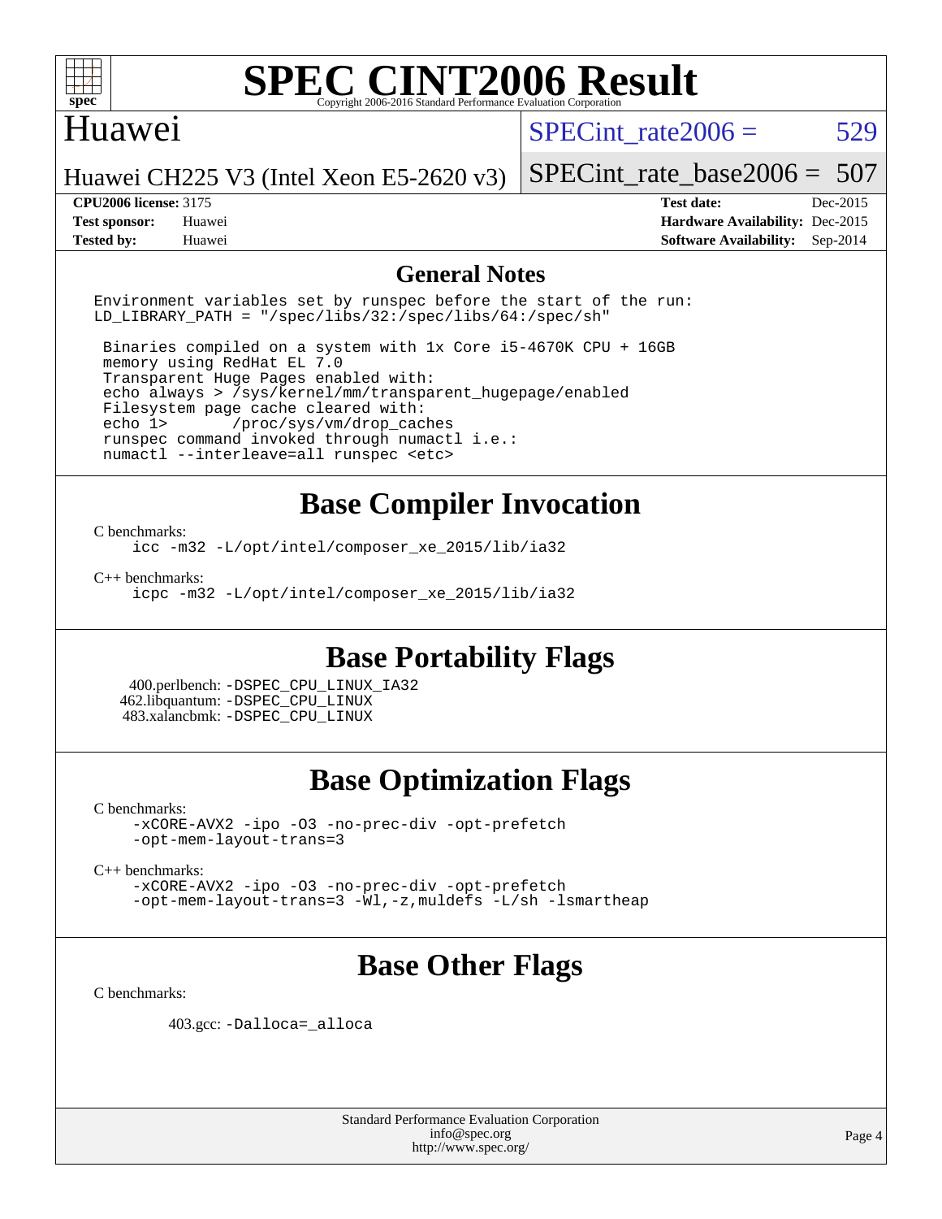# SPEC CINT2006 Result

## Huawei

Huawei CH225 V3 (Intel Xeon E5-2620 v3)

SPECint_rate2006 = 529

SPECint_rate_base2006 = 507

| | | | |
|---|---|---|---|
| **CPU2006 license:** 3175 | | **Test date:** | Dec-2015 |
| **Test sponsor:** | Huawei | **Hardware Availability:** | Dec-2015 |
| **Tested by:** | Huawei | **Software Availability:** | Sep-2014 |

## General Notes

```
Environment variables set by runspec before the start of the run:
LD_LIBRARY_PATH = "/spec/libs/32:/spec/libs/64:/spec/sh"

 Binaries compiled on a system with 1x Core i5-4670K CPU + 16GB
 memory using RedHat EL 7.0
 Transparent Huge Pages enabled with:
 echo always > /sys/kernel/mm/transparent_hugepage/enabled
 Filesystem page cache cleared with:
 echo 1>       /proc/sys/vm/drop_caches
 runspec command invoked through numactl i.e.:
 numactl --interleave=all runspec <etc>
```

## Base Compiler Invocation

C benchmarks:

```
icc -m32 -L/opt/intel/composer_xe_2015/lib/ia32
```

C++ benchmarks:

```
icpc -m32 -L/opt/intel/composer_xe_2015/lib/ia32
```

## Base Portability Flags

400.perlbench: -DSPEC_CPU_LINUX_IA32
462.libquantum: -DSPEC_CPU_LINUX
483.xalancbmk: -DSPEC_CPU_LINUX

## Base Optimization Flags

C benchmarks:

```
-xCORE-AVX2 -ipo -O3 -no-prec-div -opt-prefetch
-opt-mem-layout-trans=3
```

C++ benchmarks:

```
-xCORE-AVX2 -ipo -O3 -no-prec-div -opt-prefetch
-opt-mem-layout-trans=3 -Wl,-z,muldefs -L/sh -lsmartheap
```

## Base Other Flags

C benchmarks:

403.gcc: -Dalloca=_alloca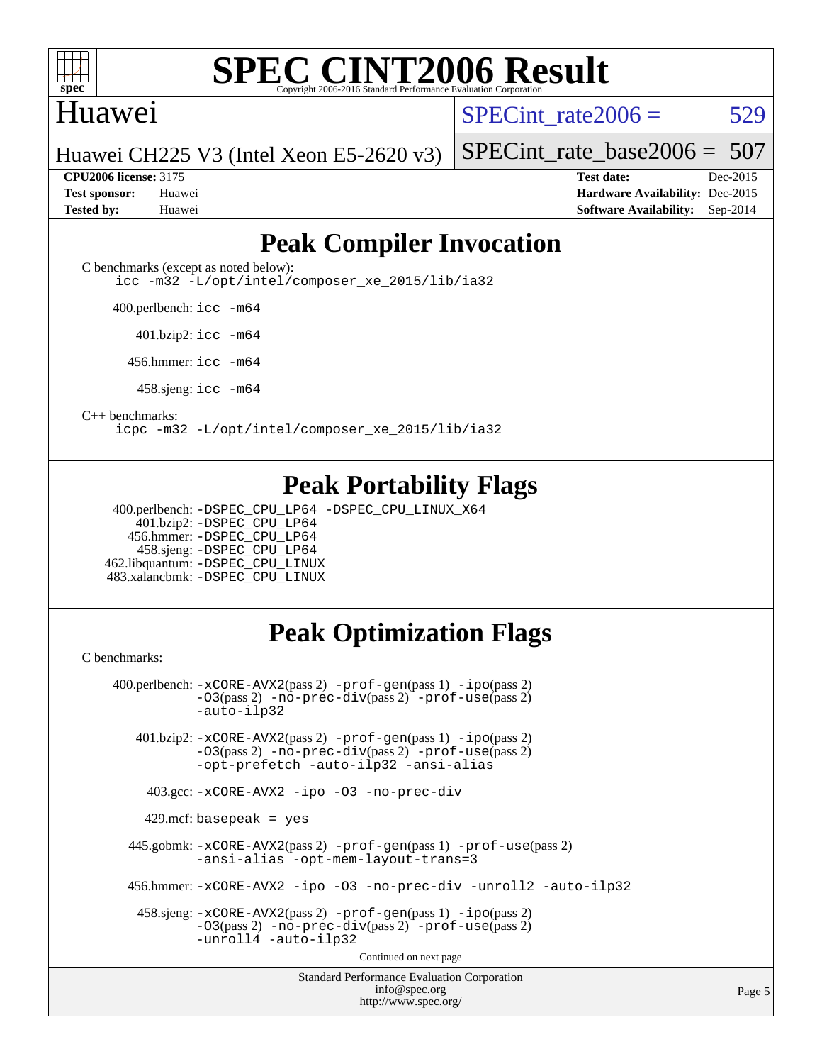# SPEC CINT2006 Result

Copyright 2006-2016 Standard Performance Evaluation Corporation

## Huawei

Huawei CH225 V3 (Intel Xeon E5-2620 v3)

SPECint_rate2006 = 529

SPECint_rate_base2006 = 507

| | | | |
|---|---|---|---|
| **CPU2006 license:** | 3175 | **Test date:** | Dec-2015 |
| **Test sponsor:** | Huawei | **Hardware Availability:** | Dec-2015 |
| **Tested by:** | Huawei | **Software Availability:** | Sep-2014 |

## Peak Compiler Invocation

C benchmarks (except as noted below):
icc -m32 -L/opt/intel/composer_xe_2015/lib/ia32

400.perlbench: icc -m64

401.bzip2: icc -m64

456.hmmer: icc -m64

458.sjeng: icc -m64

C++ benchmarks:
icpc -m32 -L/opt/intel/composer_xe_2015/lib/ia32

## Peak Portability Flags

400.perlbench: -DSPEC_CPU_LP64 -DSPEC_CPU_LINUX_X64
401.bzip2: -DSPEC_CPU_LP64
456.hmmer: -DSPEC_CPU_LP64
458.sjeng: -DSPEC_CPU_LP64
462.libquantum: -DSPEC_CPU_LINUX
483.xalancbmk: -DSPEC_CPU_LINUX

## Peak Optimization Flags

C benchmarks:

400.perlbench: -xCORE-AVX2(pass 2) -prof-gen(pass 1) -ipo(pass 2) -O3(pass 2) -no-prec-div(pass 2) -prof-use(pass 2) -auto-ilp32

401.bzip2: -xCORE-AVX2(pass 2) -prof-gen(pass 1) -ipo(pass 2) -O3(pass 2) -no-prec-div(pass 2) -prof-use(pass 2) -opt-prefetch -auto-ilp32 -ansi-alias

403.gcc: -xCORE-AVX2 -ipo -O3 -no-prec-div

429.mcf: basepeak = yes

445.gobmk: -xCORE-AVX2(pass 2) -prof-gen(pass 1) -prof-use(pass 2) -ansi-alias -opt-mem-layout-trans=3

456.hmmer: -xCORE-AVX2 -ipo -O3 -no-prec-div -unroll2 -auto-ilp32

458.sjeng: -xCORE-AVX2(pass 2) -prof-gen(pass 1) -ipo(pass 2) -O3(pass 2) -no-prec-div(pass 2) -prof-use(pass 2) -unroll4 -auto-ilp32

Continued on next page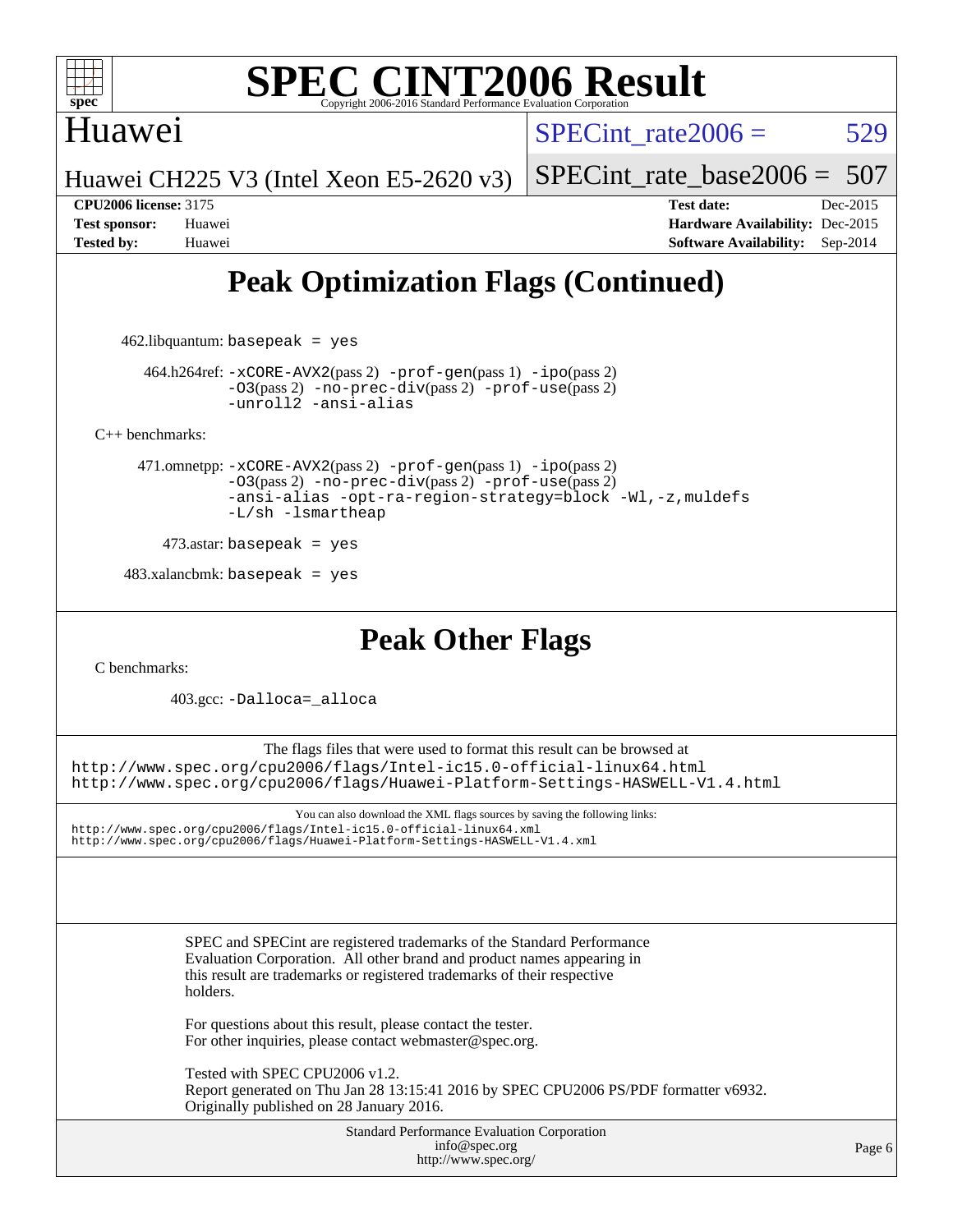# Peak Optimization Flags (Continued)

462.libquantum: basepeak = yes

464.h264ref: -xCORE-AVX2(pass 2) -prof-gen(pass 1) -ipo(pass 2) -O3(pass 2) -no-prec-div(pass 2) -prof-use(pass 2) -unroll2 -ansi-alias

C++ benchmarks:

471.omnetpp: -xCORE-AVX2(pass 2) -prof-gen(pass 1) -ipo(pass 2) -O3(pass 2) -no-prec-div(pass 2) -prof-use(pass 2) -ansi-alias -opt-ra-region-strategy=block -Wl,-z,muldefs -L/sh -lsmartheap

473.astar: basepeak = yes

483.xalancbmk: basepeak = yes

# Peak Other Flags

C benchmarks:

403.gcc: -Dalloca=_alloca

The flags files that were used to format this result can be browsed at
http://www.spec.org/cpu2006/flags/Intel-ic15.0-official-linux64.html
http://www.spec.org/cpu2006/flags/Huawei-Platform-Settings-HASWELL-V1.4.html

You can also download the XML flags sources by saving the following links:
http://www.spec.org/cpu2006/flags/Intel-ic15.0-official-linux64.xml
http://www.spec.org/cpu2006/flags/Huawei-Platform-Settings-HASWELL-V1.4.xml

SPEC and SPECint are registered trademarks of the Standard Performance Evaluation Corporation. All other brand and product names appearing in this result are trademarks or registered trademarks of their respective holders.

For questions about this result, please contact the tester.
For other inquiries, please contact webmaster@spec.org.

Tested with SPEC CPU2006 v1.2.
Report generated on Thu Jan 28 13:15:41 2016 by SPEC CPU2006 PS/PDF formatter v6932.
Originally published on 28 January 2016.